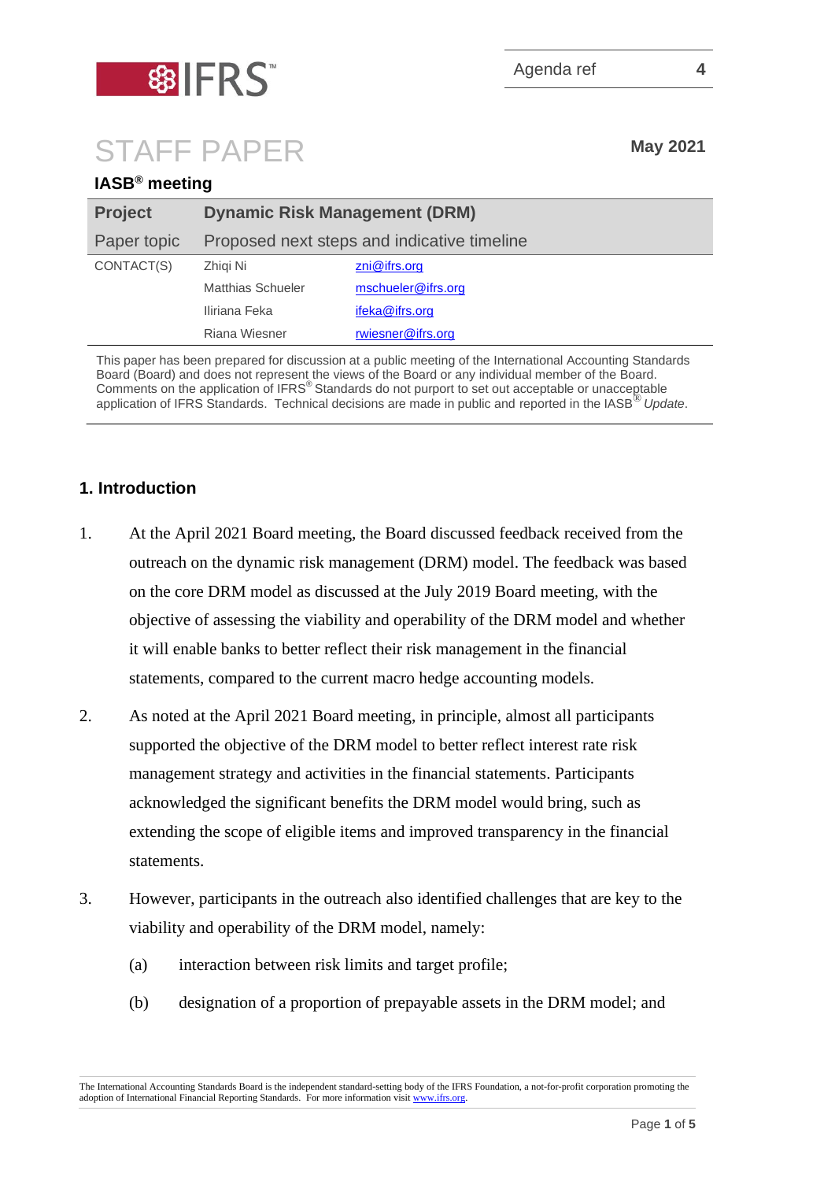Agenda ref 4

# STAFF PAPER

May 2021

**IASB® meeting**

| **Project** | **Dynamic Risk Management (DRM)** | |
|---|---|---|
| Paper topic | Proposed next steps and indicative timeline | |
| CONTACT(S) | Zhiqi Ni | zni@ifrs.org |
| | Matthias Schueler | mschueler@ifrs.org |
| | Iliriana Feka | ifeka@ifrs.org |
| | Riana Wiesner | rwiesner@ifrs.org |

This paper has been prepared for discussion at a public meeting of the International Accounting Standards Board (Board) and does not represent the views of the Board or any individual member of the Board. Comments on the application of IFRS® Standards do not purport to set out acceptable or unacceptable application of IFRS Standards. Technical decisions are made in public and reported in the IASB® *Update*.

## 1. Introduction

1. At the April 2021 Board meeting, the Board discussed feedback received from the outreach on the dynamic risk management (DRM) model. The feedback was based on the core DRM model as discussed at the July 2019 Board meeting, with the objective of assessing the viability and operability of the DRM model and whether it will enable banks to better reflect their risk management in the financial statements, compared to the current macro hedge accounting models.

2. As noted at the April 2021 Board meeting, in principle, almost all participants supported the objective of the DRM model to better reflect interest rate risk management strategy and activities in the financial statements. Participants acknowledged the significant benefits the DRM model would bring, such as extending the scope of eligible items and improved transparency in the financial statements.

3. However, participants in the outreach also identified challenges that are key to the viability and operability of the DRM model, namely:

   (a) interaction between risk limits and target profile;

   (b) designation of a proportion of prepayable assets in the DRM model; and

The International Accounting Standards Board is the independent standard-setting body of the IFRS Foundation, a not-for-profit corporation promoting the adoption of International Financial Reporting Standards. For more information visit www.ifrs.org.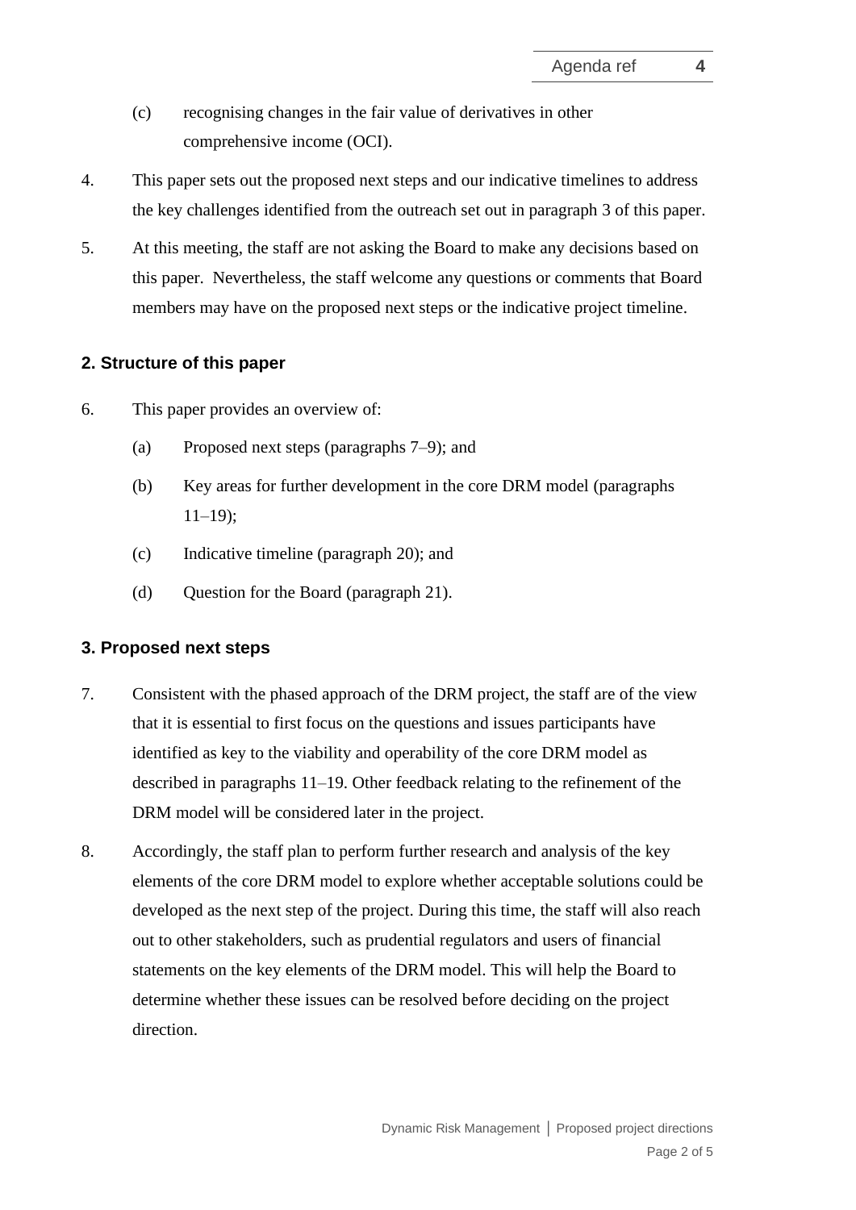(c) recognising changes in the fair value of derivatives in other comprehensive income (OCI).

4. This paper sets out the proposed next steps and our indicative timelines to address the key challenges identified from the outreach set out in paragraph 3 of this paper.

5. At this meeting, the staff are not asking the Board to make any decisions based on this paper. Nevertheless, the staff welcome any questions or comments that Board members may have on the proposed next steps or the indicative project timeline.

## 2. Structure of this paper

6. This paper provides an overview of:

   (a) Proposed next steps (paragraphs 7–9); and

   (b) Key areas for further development in the core DRM model (paragraphs 11–19);

   (c) Indicative timeline (paragraph 20); and

   (d) Question for the Board (paragraph 21).

## 3. Proposed next steps

7. Consistent with the phased approach of the DRM project, the staff are of the view that it is essential to first focus on the questions and issues participants have identified as key to the viability and operability of the core DRM model as described in paragraphs 11–19. Other feedback relating to the refinement of the DRM model will be considered later in the project.

8. Accordingly, the staff plan to perform further research and analysis of the key elements of the core DRM model to explore whether acceptable solutions could be developed as the next step of the project. During this time, the staff will also reach out to other stakeholders, such as prudential regulators and users of financial statements on the key elements of the DRM model. This will help the Board to determine whether these issues can be resolved before deciding on the project direction.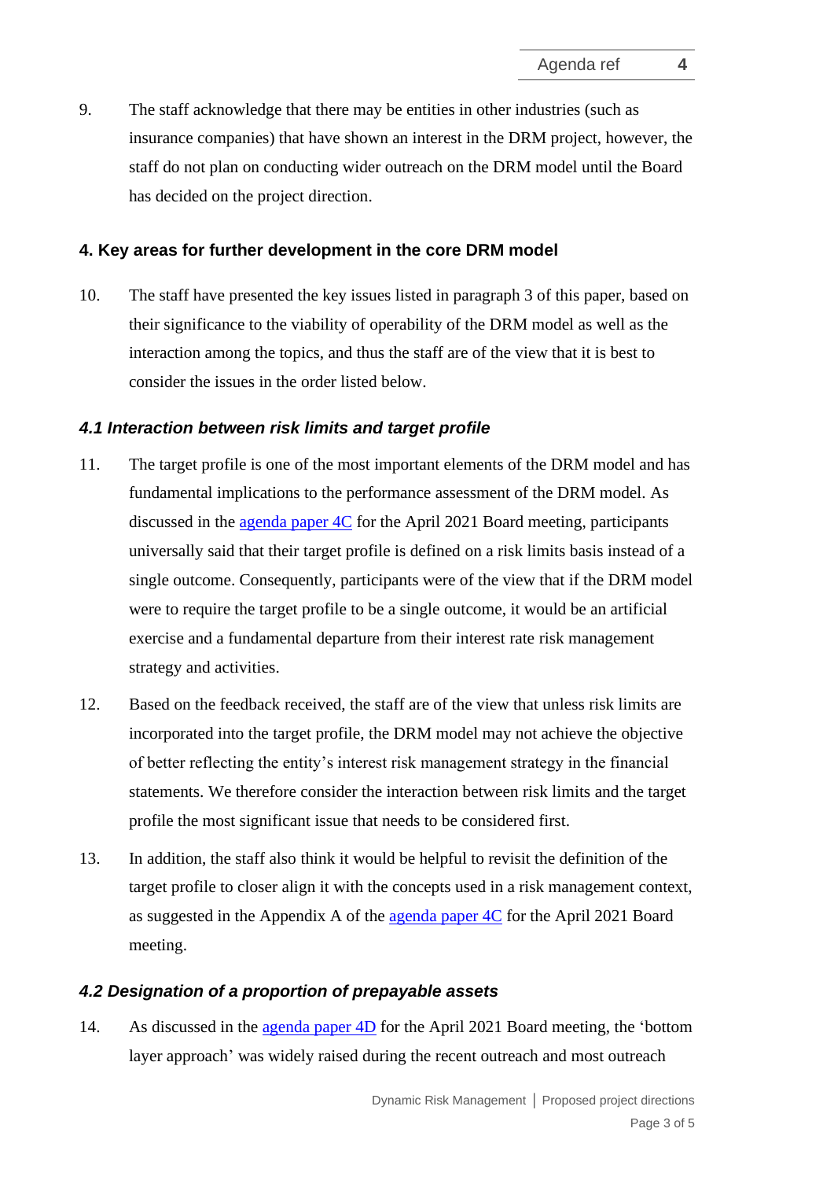9. The staff acknowledge that there may be entities in other industries (such as insurance companies) that have shown an interest in the DRM project, however, the staff do not plan on conducting wider outreach on the DRM model until the Board has decided on the project direction.

## 4. Key areas for further development in the core DRM model

10. The staff have presented the key issues listed in paragraph 3 of this paper, based on their significance to the viability of operability of the DRM model as well as the interaction among the topics, and thus the staff are of the view that it is best to consider the issues in the order listed below.

### *4.1 Interaction between risk limits and target profile*

11. The target profile is one of the most important elements of the DRM model and has fundamental implications to the performance assessment of the DRM model. As discussed in the agenda paper 4C for the April 2021 Board meeting, participants universally said that their target profile is defined on a risk limits basis instead of a single outcome. Consequently, participants were of the view that if the DRM model were to require the target profile to be a single outcome, it would be an artificial exercise and a fundamental departure from their interest rate risk management strategy and activities.

12. Based on the feedback received, the staff are of the view that unless risk limits are incorporated into the target profile, the DRM model may not achieve the objective of better reflecting the entity's interest risk management strategy in the financial statements. We therefore consider the interaction between risk limits and the target profile the most significant issue that needs to be considered first.

13. In addition, the staff also think it would be helpful to revisit the definition of the target profile to closer align it with the concepts used in a risk management context, as suggested in the Appendix A of the agenda paper 4C for the April 2021 Board meeting.

### *4.2 Designation of a proportion of prepayable assets*

14. As discussed in the agenda paper 4D for the April 2021 Board meeting, the 'bottom layer approach' was widely raised during the recent outreach and most outreach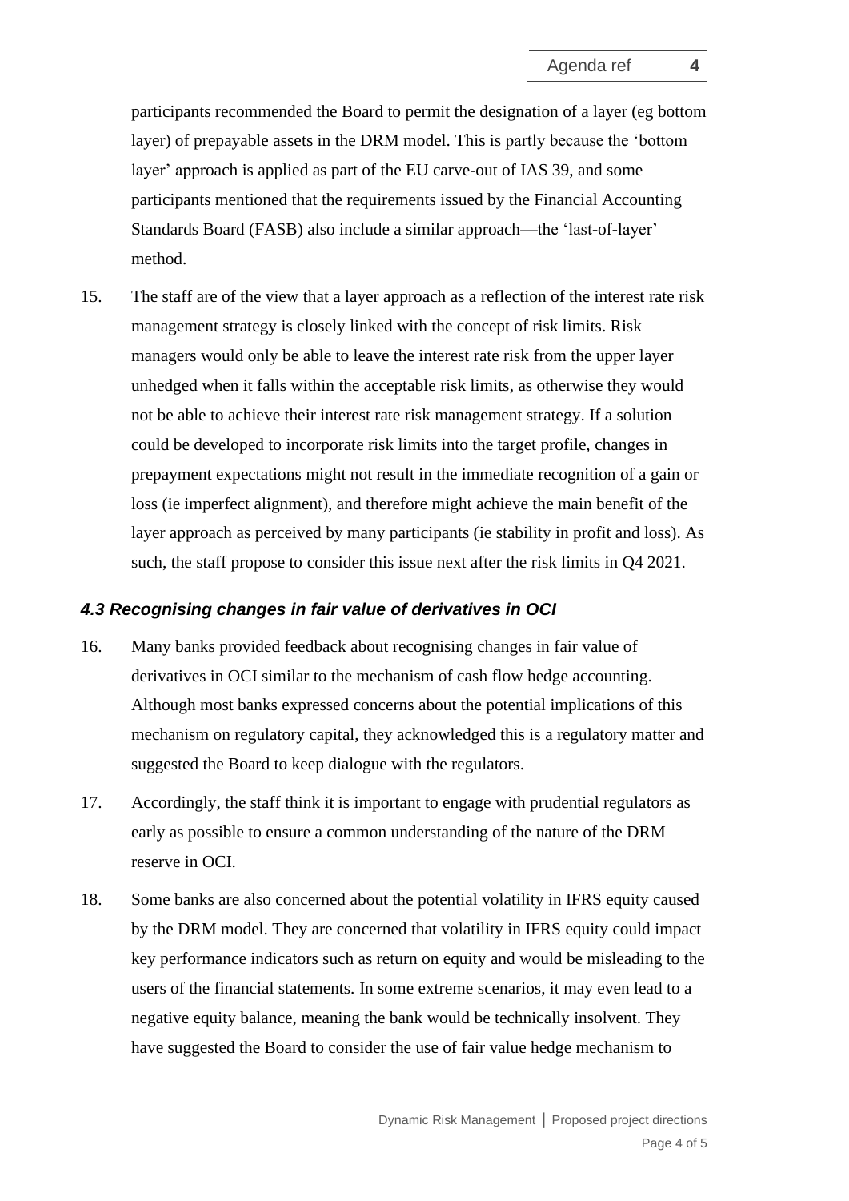participants recommended the Board to permit the designation of a layer (eg bottom layer) of prepayable assets in the DRM model. This is partly because the 'bottom layer' approach is applied as part of the EU carve-out of IAS 39, and some participants mentioned that the requirements issued by the Financial Accounting Standards Board (FASB) also include a similar approach—the 'last-of-layer' method.

15. The staff are of the view that a layer approach as a reflection of the interest rate risk management strategy is closely linked with the concept of risk limits. Risk managers would only be able to leave the interest rate risk from the upper layer unhedged when it falls within the acceptable risk limits, as otherwise they would not be able to achieve their interest rate risk management strategy. If a solution could be developed to incorporate risk limits into the target profile, changes in prepayment expectations might not result in the immediate recognition of a gain or loss (ie imperfect alignment), and therefore might achieve the main benefit of the layer approach as perceived by many participants (ie stability in profit and loss). As such, the staff propose to consider this issue next after the risk limits in Q4 2021.

### *4.3 Recognising changes in fair value of derivatives in OCI*

16. Many banks provided feedback about recognising changes in fair value of derivatives in OCI similar to the mechanism of cash flow hedge accounting. Although most banks expressed concerns about the potential implications of this mechanism on regulatory capital, they acknowledged this is a regulatory matter and suggested the Board to keep dialogue with the regulators.

17. Accordingly, the staff think it is important to engage with prudential regulators as early as possible to ensure a common understanding of the nature of the DRM reserve in OCI.

18. Some banks are also concerned about the potential volatility in IFRS equity caused by the DRM model. They are concerned that volatility in IFRS equity could impact key performance indicators such as return on equity and would be misleading to the users of the financial statements. In some extreme scenarios, it may even lead to a negative equity balance, meaning the bank would be technically insolvent. They have suggested the Board to consider the use of fair value hedge mechanism to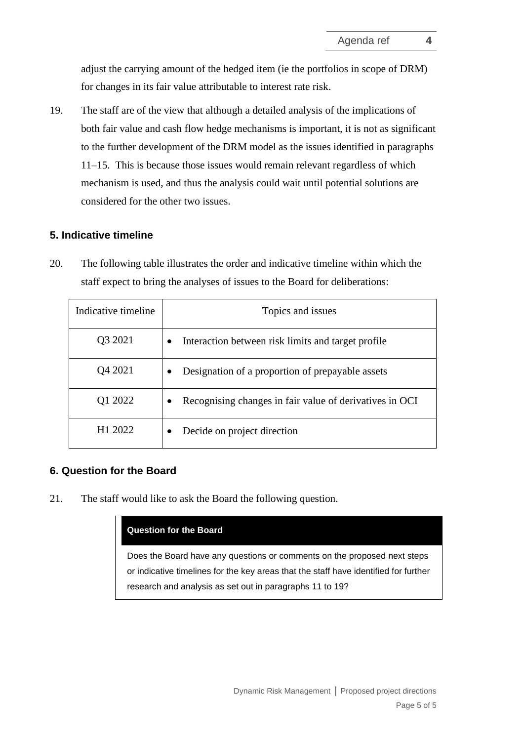adjust the carrying amount of the hedged item (ie the portfolios in scope of DRM) for changes in its fair value attributable to interest rate risk.

19. The staff are of the view that although a detailed analysis of the implications of both fair value and cash flow hedge mechanisms is important, it is not as significant to the further development of the DRM model as the issues identified in paragraphs 11–15. This is because those issues would remain relevant regardless of which mechanism is used, and thus the analysis could wait until potential solutions are considered for the other two issues.

## 5. Indicative timeline

20. The following table illustrates the order and indicative timeline within which the staff expect to bring the analyses of issues to the Board for deliberations:

| Indicative timeline | Topics and issues |
|---|---|
| Q3 2021 | • Interaction between risk limits and target profile |
| Q4 2021 | • Designation of a proportion of prepayable assets |
| Q1 2022 | • Recognising changes in fair value of derivatives in OCI |
| H1 2022 | • Decide on project direction |

## 6. Question for the Board

21. The staff would like to ask the Board the following question.

**Question for the Board**

Does the Board have any questions or comments on the proposed next steps or indicative timelines for the key areas that the staff have identified for further research and analysis as set out in paragraphs 11 to 19?